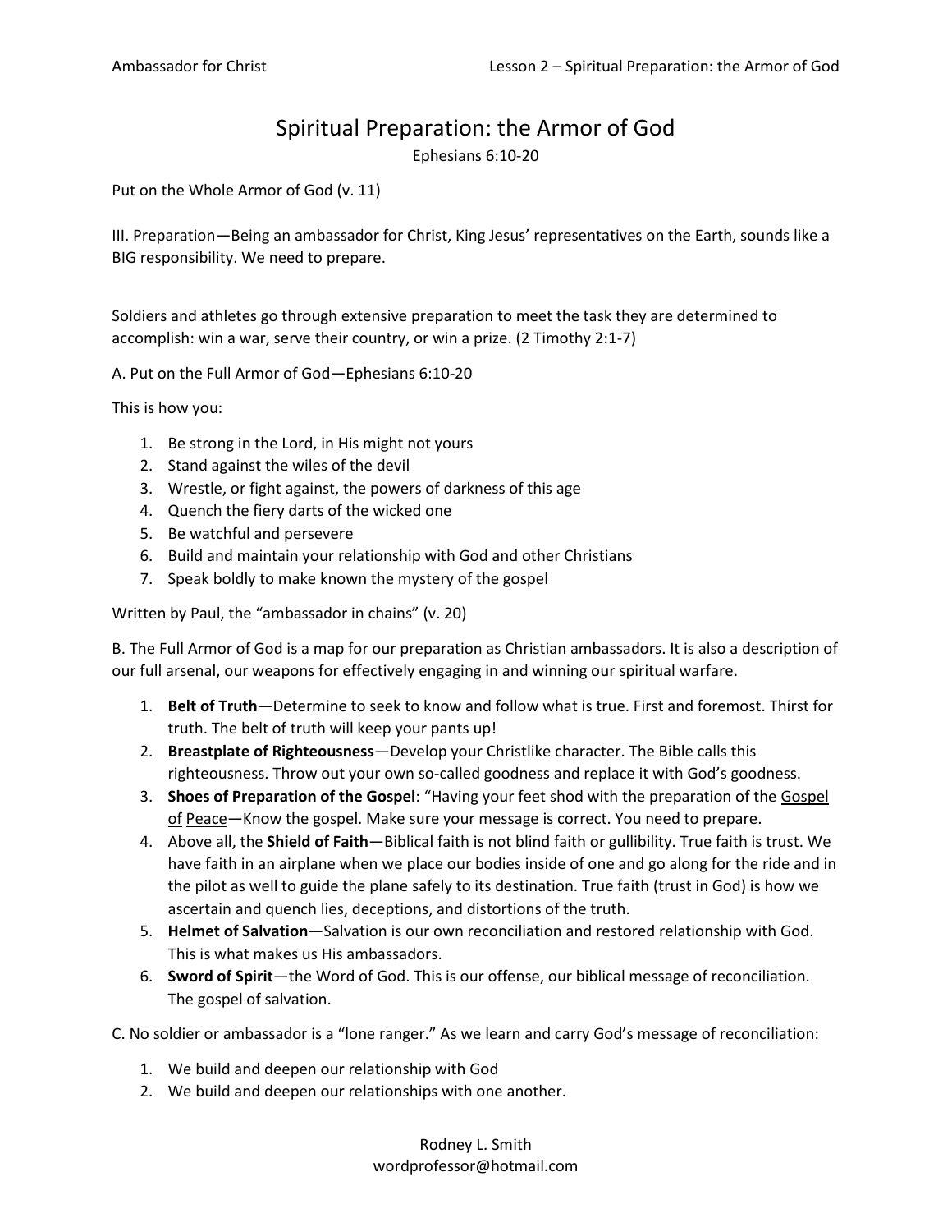# Spiritual Preparation: the Armor of God

Ephesians 6:10-20

Put on the Whole Armor of God (v. 11)

III. Preparation—Being an ambassador for Christ, King Jesus' representatives on the Earth, sounds like a BIG responsibility. We need to prepare.

Soldiers and athletes go through extensive preparation to meet the task they are determined to accomplish: win a war, serve their country, or win a prize. (2 Timothy 2:1-7)

A. Put on the Full Armor of God—Ephesians 6:10-20

This is how you:

1. Be strong in the Lord, in His might not yours
2. Stand against the wiles of the devil
3. Wrestle, or fight against, the powers of darkness of this age
4. Quench the fiery darts of the wicked one
5. Be watchful and persevere
6. Build and maintain your relationship with God and other Christians
7. Speak boldly to make known the mystery of the gospel

Written by Paul, the "ambassador in chains" (v. 20)

B. The Full Armor of God is a map for our preparation as Christian ambassadors. It is also a description of our full arsenal, our weapons for effectively engaging in and winning our spiritual warfare.

1. **Belt of Truth**—Determine to seek to know and follow what is true. First and foremost. Thirst for truth. The belt of truth will keep your pants up!
2. **Breastplate of Righteousness**—Develop your Christlike character. The Bible calls this righteousness. Throw out your own so-called goodness and replace it with God's goodness.
3. **Shoes of Preparation of the Gospel**: "Having your feet shod with the preparation of the Gospel of Peace—Know the gospel. Make sure your message is correct. You need to prepare.
4. Above all, the **Shield of Faith**—Biblical faith is not blind faith or gullibility. True faith is trust. We have faith in an airplane when we place our bodies inside of one and go along for the ride and in the pilot as well to guide the plane safely to its destination. True faith (trust in God) is how we ascertain and quench lies, deceptions, and distortions of the truth.
5. **Helmet of Salvation**—Salvation is our own reconciliation and restored relationship with God. This is what makes us His ambassadors.
6. **Sword of Spirit**—the Word of God. This is our offense, our biblical message of reconciliation. The gospel of salvation.

C. No soldier or ambassador is a "lone ranger." As we learn and carry God's message of reconciliation:

1. We build and deepen our relationship with God
2. We build and deepen our relationships with one another.

Rodney L. Smith
wordprofessor@hotmail.com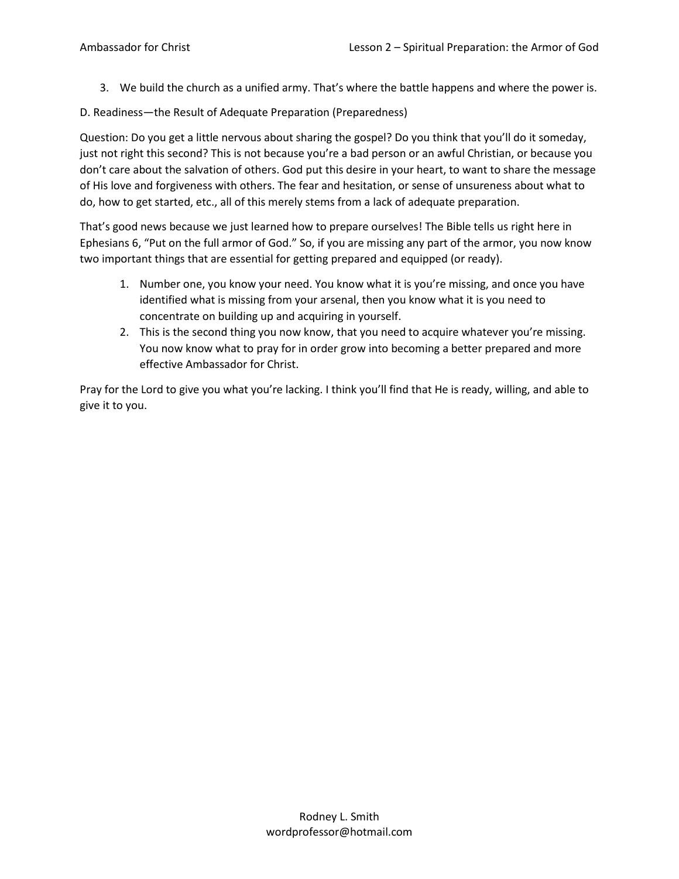3. We build the church as a unified army. That's where the battle happens and where the power is.

D. Readiness—the Result of Adequate Preparation (Preparedness)

Question: Do you get a little nervous about sharing the gospel? Do you think that you'll do it someday, just not right this second? This is not because you're a bad person or an awful Christian, or because you don't care about the salvation of others. God put this desire in your heart, to want to share the message of His love and forgiveness with others. The fear and hesitation, or sense of unsureness about what to do, how to get started, etc., all of this merely stems from a lack of adequate preparation.

That's good news because we just learned how to prepare ourselves! The Bible tells us right here in Ephesians 6, "Put on the full armor of God." So, if you are missing any part of the armor, you now know two important things that are essential for getting prepared and equipped (or ready).

1. Number one, you know your need. You know what it is you're missing, and once you have identified what is missing from your arsenal, then you know what it is you need to concentrate on building up and acquiring in yourself.
2. This is the second thing you now know, that you need to acquire whatever you're missing. You now know what to pray for in order grow into becoming a better prepared and more effective Ambassador for Christ.

Pray for the Lord to give you what you're lacking. I think you'll find that He is ready, willing, and able to give it to you.